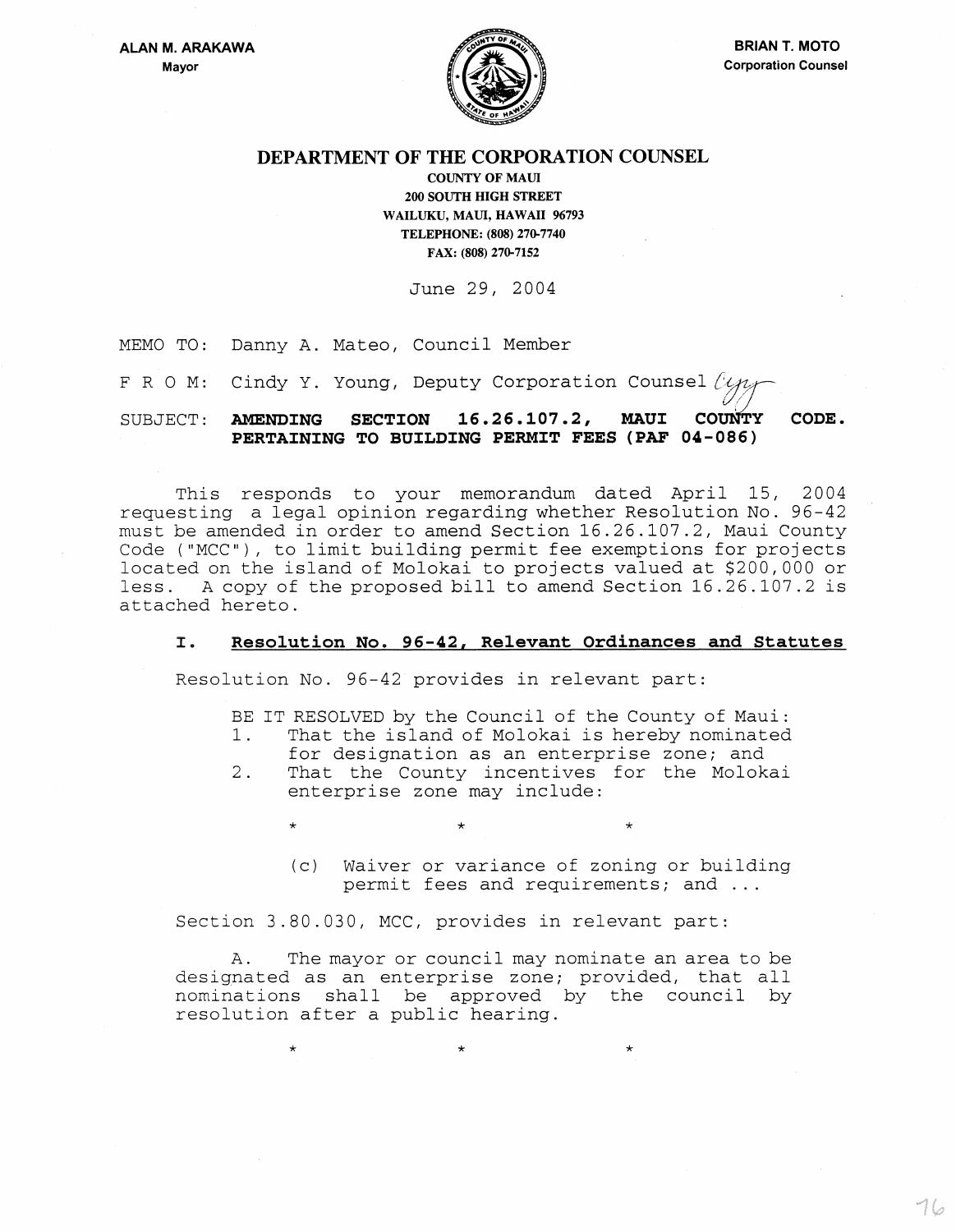**ALAN M. ARAKAWA**
Mayor

**BRIAN T. MOTO**
Corporation Counsel

# DEPARTMENT OF THE CORPORATION COUNSEL

**COUNTY OF MAUI**
**200 SOUTH HIGH STREET**
**WAILUKU, MAUI, HAWAII 96793**
**TELEPHONE: (808) 270-7740**
**FAX: (808) 270-7152**

June 29, 2004

MEMO TO: Danny A. Mateo, Council Member

F R O M: Cindy Y. Young, Deputy Corporation Counsel

SUBJECT: **AMENDING SECTION 16.26.107.2, MAUI COUNTY CODE. PERTAINING TO BUILDING PERMIT FEES (PAF 04-086)**

This responds to your memorandum dated April 15, 2004 requesting a legal opinion regarding whether Resolution No. 96-42 must be amended in order to amend Section 16.26.107.2, Maui County Code ("MCC"), to limit building permit fee exemptions for projects located on the island of Molokai to projects valued at $200,000 or less. A copy of the proposed bill to amend Section 16.26.107.2 is attached hereto.

## I. Resolution No. 96-42, Relevant Ordinances and Statutes

Resolution No. 96-42 provides in relevant part:

> BE IT RESOLVED by the Council of the County of Maui:
> 1. That the island of Molokai is hereby nominated for designation as an enterprise zone; and
> 2. That the County incentives for the Molokai enterprise zone may include:
>
> \* \* \*
>
> (c) Waiver or variance of zoning or building permit fees and requirements; and ...

Section 3.80.030, MCC, provides in relevant part:

> A. The mayor or council may nominate an area to be designated as an enterprise zone; provided, that all nominations shall be approved by the council by resolution after a public hearing.
>
> \* \* \*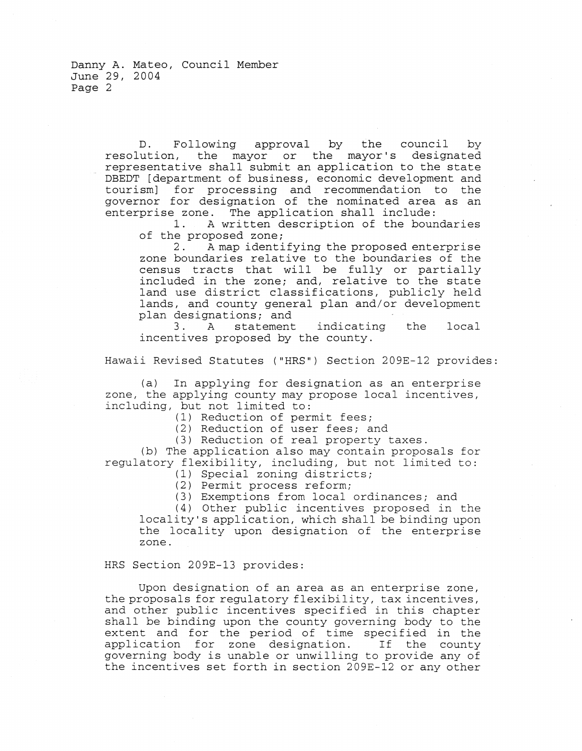D. Following approval by the council by resolution, the mayor or the mayor's designated representative shall submit an application to the state DBEDT [department of business, economic development and tourism] for processing and recommendation to the governor for designation of the nominated area as an enterprise zone. The application shall include:

1. A written description of the boundaries of the proposed zone;
2. A map identifying the proposed enterprise zone boundaries relative to the boundaries of the census tracts that will be fully or partially included in the zone; and, relative to the state land use district classifications, publicly held lands, and county general plan and/or development plan designations; and
3. A statement indicating the local incentives proposed by the county.

Hawaii Revised Statutes ("HRS") Section 209E-12 provides:

(a) In applying for designation as an enterprise zone, the applying county may propose local incentives, including, but not limited to:

(1) Reduction of permit fees;
(2) Reduction of user fees; and
(3) Reduction of real property taxes.

(b) The application also may contain proposals for regulatory flexibility, including, but not limited to:

(1) Special zoning districts;
(2) Permit process reform;
(3) Exemptions from local ordinances; and
(4) Other public incentives proposed in the locality's application, which shall be binding upon the locality upon designation of the enterprise zone.

HRS Section 209E-13 provides:

Upon designation of an area as an enterprise zone, the proposals for regulatory flexibility, tax incentives, and other public incentives specified in this chapter shall be binding upon the county governing body to the extent and for the period of time specified in the application for zone designation. If the county governing body is unable or unwilling to provide any of the incentives set forth in section 209E-12 or any other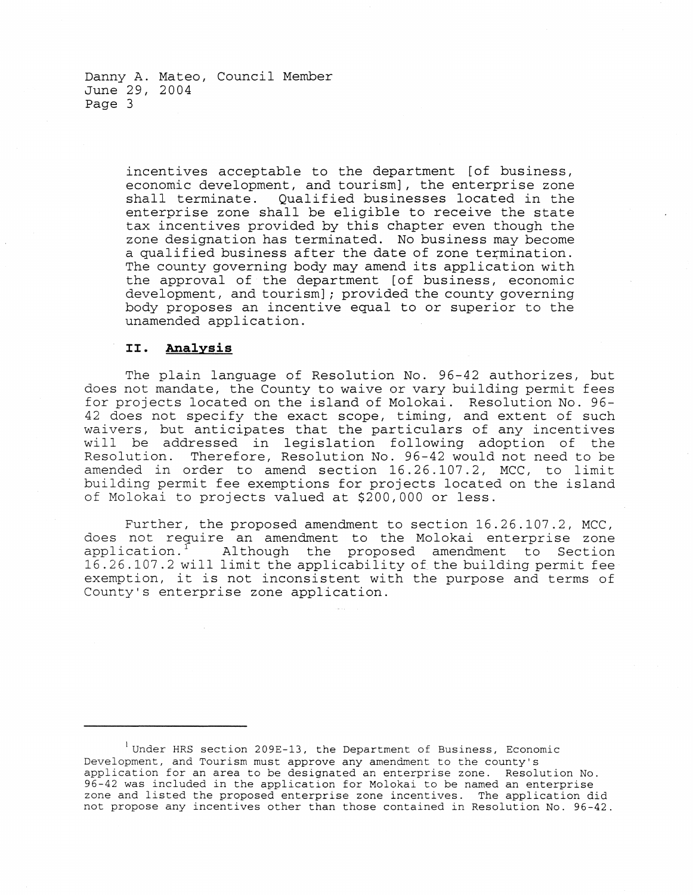> incentives acceptable to the department [of business, economic development, and tourism], the enterprise zone shall terminate. Qualified businesses located in the enterprise zone shall be eligible to receive the state tax incentives provided by this chapter even though the zone designation has terminated. No business may become a qualified business after the date of zone termination. The county governing body may amend its application with the approval of the department [of business, economic development, and tourism]; provided the county governing body proposes an incentive equal to or superior to the unamended application.

## II. Analysis

The plain language of Resolution No. 96-42 authorizes, but does not mandate, the County to waive or vary building permit fees for projects located on the island of Molokai. Resolution No. 96-42 does not specify the exact scope, timing, and extent of such waivers, but anticipates that the particulars of any incentives will be addressed in legislation following adoption of the Resolution. Therefore, Resolution No. 96-42 would not need to be amended in order to amend section 16.26.107.2, MCC, to limit building permit fee exemptions for projects located on the island of Molokai to projects valued at $200,000 or less.

Further, the proposed amendment to section 16.26.107.2, MCC, does not require an amendment to the Molokai enterprise zone application.[1] Although the proposed amendment to Section 16.26.107.2 will limit the applicability of the building permit fee exemption, it is not inconsistent with the purpose and terms of County's enterprise zone application.

---

[1] Under HRS section 209E-13, the Department of Business, Economic Development, and Tourism must approve any amendment to the county's application for an area to be designated an enterprise zone. Resolution No. 96-42 was included in the application for Molokai to be named an enterprise zone and listed the proposed enterprise zone incentives. The application did not propose any incentives other than those contained in Resolution No. 96-42.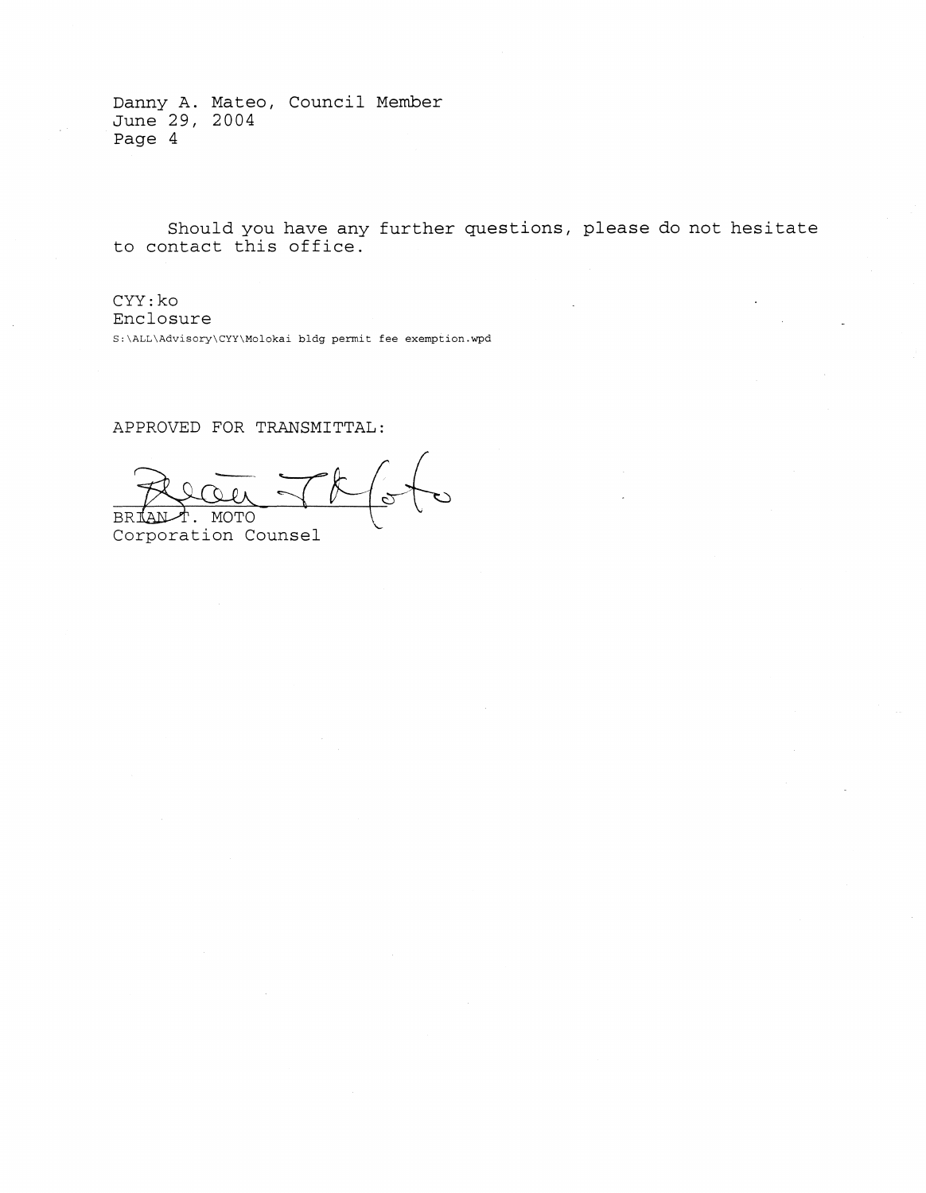Should you have any further questions, please do not hesitate to contact this office.

CYY:ko
Enclosure
S:\ALL\Advisory\CYY\Molokai bldg permit fee exemption.wpd

APPROVED FOR TRANSMITTAL:

BRIAN T. MOTO
Corporation Counsel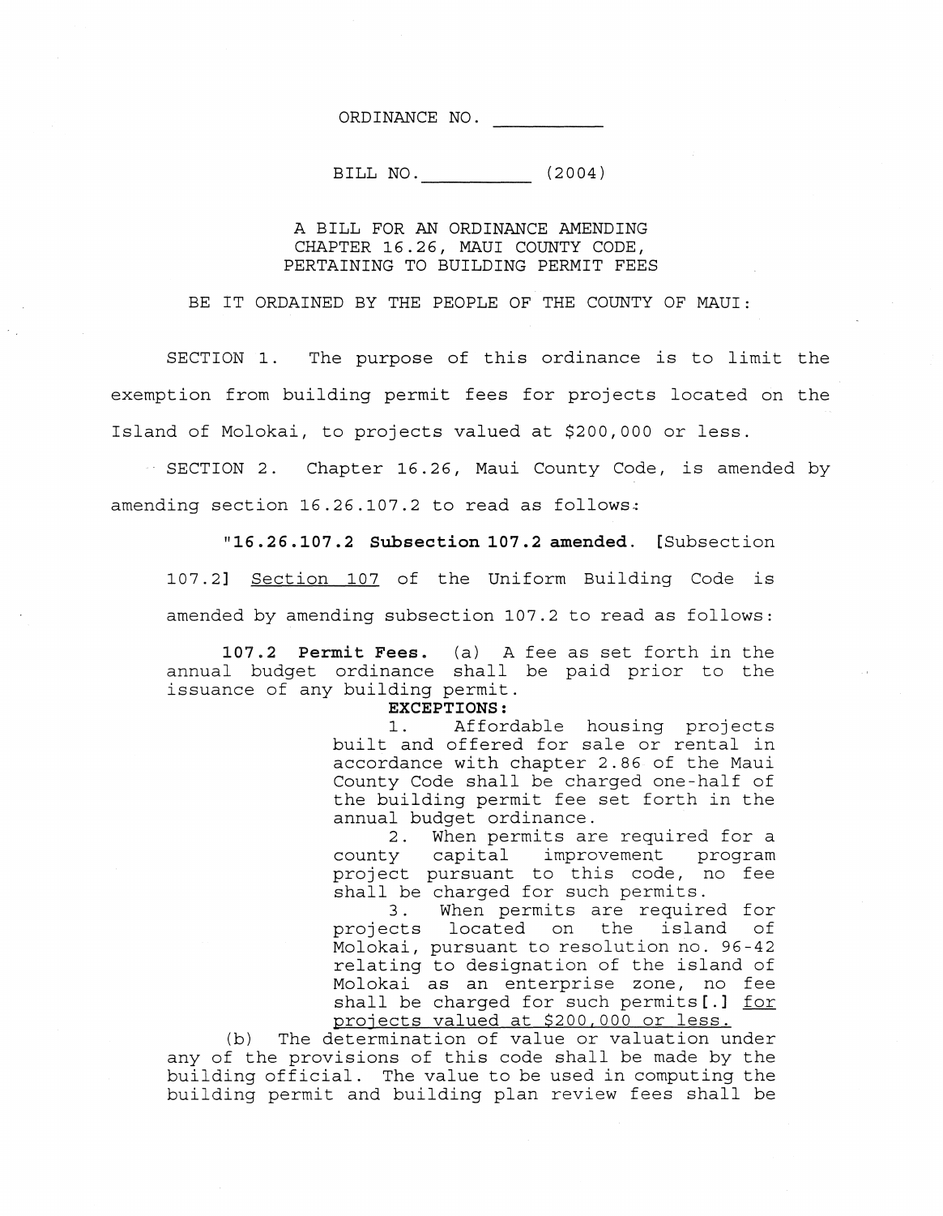ORDINANCE NO. __________

BILL NO.__________ (2004)

A BILL FOR AN ORDINANCE AMENDING
CHAPTER 16.26, MAUI COUNTY CODE,
PERTAINING TO BUILDING PERMIT FEES

BE IT ORDAINED BY THE PEOPLE OF THE COUNTY OF MAUI:

SECTION 1. The purpose of this ordinance is to limit the exemption from building permit fees for projects located on the Island of Molokai, to projects valued at $200,000 or less.

SECTION 2. Chapter 16.26, Maui County Code, is amended by amending section 16.26.107.2 to read as follows:

"**16.26.107.2 Subsection 107.2 amended.** [Subsection 107.2] <u>Section 107</u> of the Uniform Building Code is amended by amending subsection 107.2 to read as follows:

**107.2 Permit Fees.** (a) A fee as set forth in the annual budget ordinance shall be paid prior to the issuance of any building permit.

**EXCEPTIONS:**

1. Affordable housing projects built and offered for sale or rental in accordance with chapter 2.86 of the Maui County Code shall be charged one-half of the building permit fee set forth in the annual budget ordinance.
2. When permits are required for a county capital improvement program project pursuant to this code, no fee shall be charged for such permits.
3. When permits are required for projects located on the island of Molokai, pursuant to resolution no. 96-42 relating to designation of the island of Molokai as an enterprise zone, no fee shall be charged for such permits[.] <u>for projects valued at $200,000 or less.</u>

(b) The determination of value or valuation under any of the provisions of this code shall be made by the building official. The value to be used in computing the building permit and building plan review fees shall be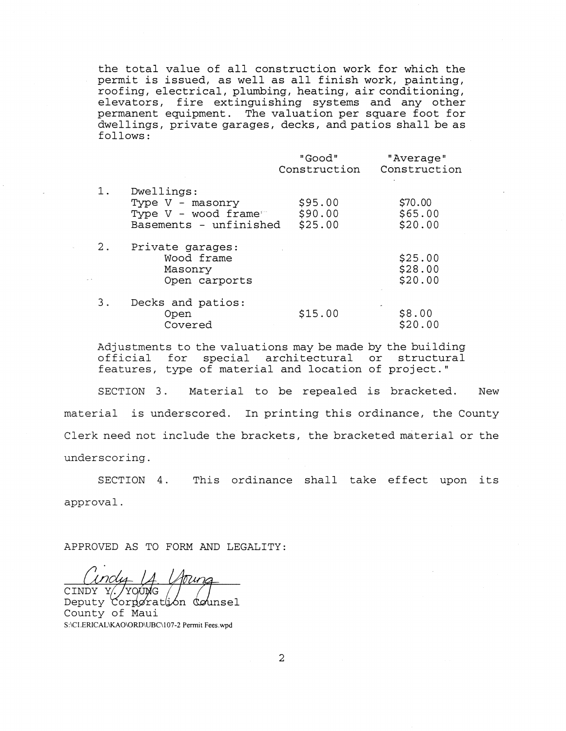the total value of all construction work for which the permit is issued, as well as all finish work, painting, roofing, electrical, plumbing, heating, air conditioning, elevators, fire extinguishing systems and any other permanent equipment. The valuation per square foot for dwellings, private garages, decks, and patios shall be as follows:

| | | "Good" Construction | "Average" Construction |
|---|---|---|---|
| 1. | Dwellings: | | |
| | Type V - masonry | $95.00 | $70.00 |
| | Type V - wood frame | $90.00 | $65.00 |
| | Basements - unfinished | $25.00 | $20.00 |
| 2. | Private garages: | | |
| | Wood frame | | $25.00 |
| | Masonry | | $28.00 |
| | Open carports | | $20.00 |
| 3. | Decks and patios: | | |
| | Open | $15.00 | $8.00 |
| | Covered | | $20.00 |

Adjustments to the valuations may be made by the building official for special architectural or structural features, type of material and location of project."

SECTION 3. Material to be repealed is bracketed. New material is underscored. In printing this ordinance, the County Clerk need not include the brackets, the bracketed material or the underscoring.

SECTION 4. This ordinance shall take effect upon its approval.

APPROVED AS TO FORM AND LEGALITY:

Cindy Y. Young

CINDY Y. YOUNG
Deputy Corporation Counsel
County of Maui
S:\CLERICAL\KAO\ORD\UBC\107-2 Permit Fees.wpd